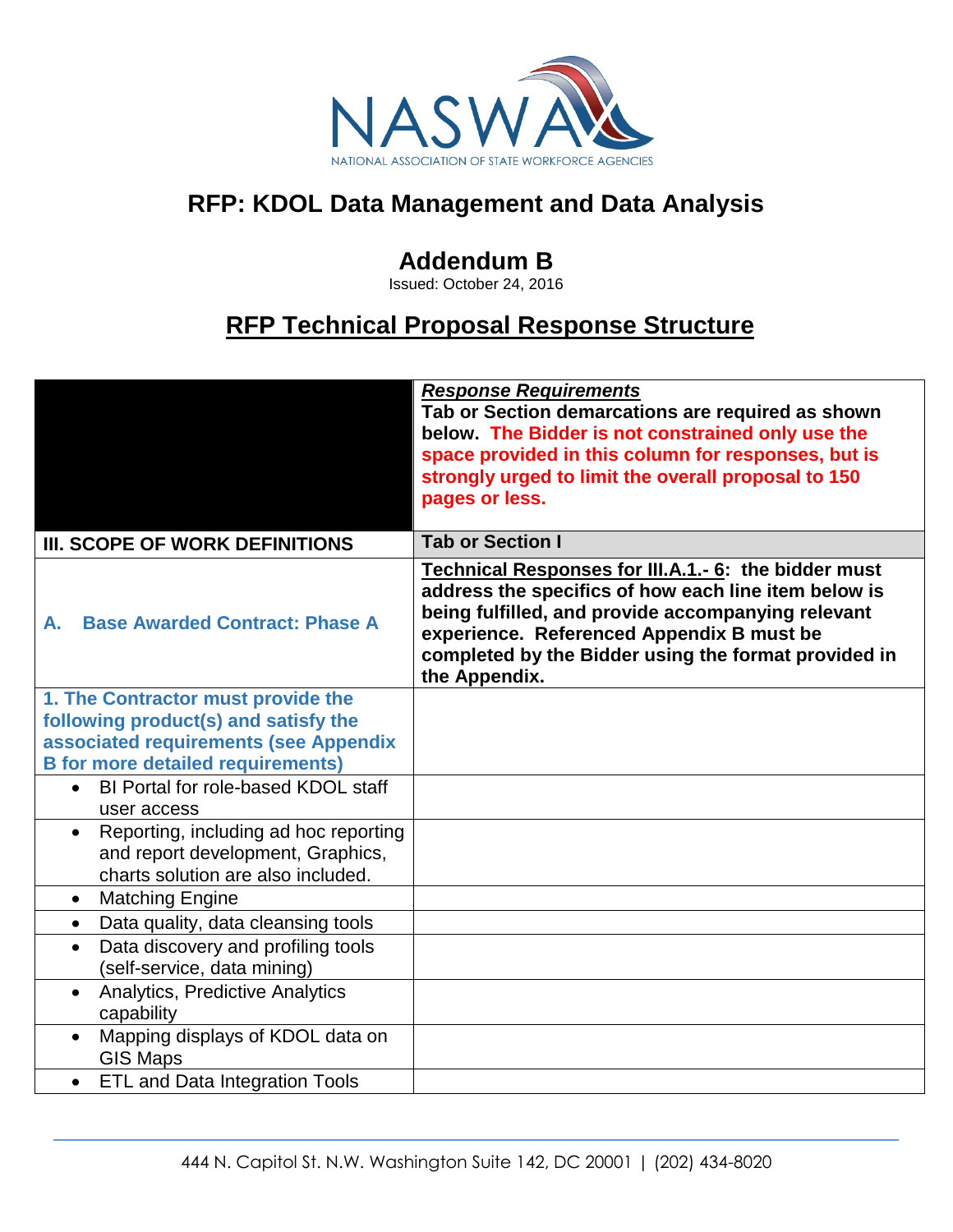NASWA
NATIONAL ASSOCIATION OF STATE WORKFORCE AGENCIES

# RFP: KDOL Data Management and Data Analysis

## Addendum B

Issued: October 24, 2016

## RFP Technical Proposal Response Structure

| | ***Response Requirements*** **Tab or Section demarcations are required as shown below. The Bidder is not constrained only use the space provided in this column for responses, but is strongly urged to limit the overall proposal to 150 pages or less.** |
|---|---|
| **III. SCOPE OF WORK DEFINITIONS** | **Tab or Section I** |
| **A. Base Awarded Contract: Phase A** | **Technical Responses for III.A.1.- 6: the bidder must address the specifics of how each line item below is being fulfilled, and provide accompanying relevant experience. Referenced Appendix B must be completed by the Bidder using the format provided in the Appendix.** |
| **1. The Contractor must provide the following product(s) and satisfy the associated requirements (see Appendix B for more detailed requirements)** | |
| • BI Portal for role-based KDOL staff user access | |
| • Reporting, including ad hoc reporting and report development, Graphics, charts solution are also included. | |
| • Matching Engine | |
| • Data quality, data cleansing tools | |
| • Data discovery and profiling tools (self-service, data mining) | |
| • Analytics, Predictive Analytics capability | |
| • Mapping displays of KDOL data on GIS Maps | |
| • ETL and Data Integration Tools | |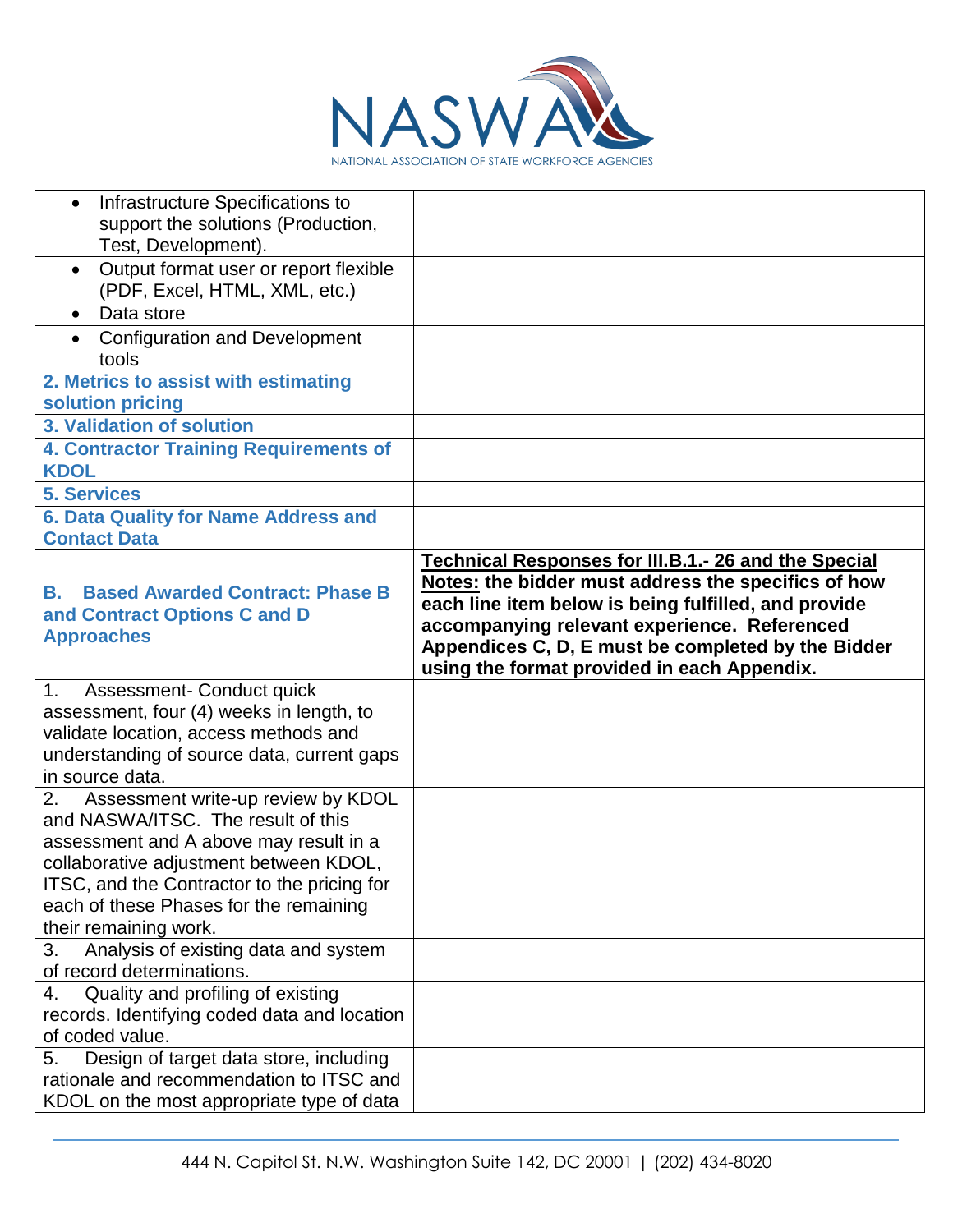| | |
|---|---|
| • Infrastructure Specifications to support the solutions (Production, Test, Development). | |
| • Output format user or report flexible (PDF, Excel, HTML, XML, etc.) | |
| • Data store | |
| • Configuration and Development tools | |
| **2. Metrics to assist with estimating solution pricing** | |
| **3. Validation of solution** | |
| **4. Contractor Training Requirements of KDOL** | |
| **5. Services** | |
| **6. Data Quality for Name Address and Contact Data** | |
| **B. Based Awarded Contract: Phase B and Contract Options C and D Approaches** | **Technical Responses for III.B.1.- 26 and the Special Notes: the bidder must address the specifics of how each line item below is being fulfilled, and provide accompanying relevant experience. Referenced Appendices C, D, E must be completed by the Bidder using the format provided in each Appendix.** |
| 1. Assessment- Conduct quick assessment, four (4) weeks in length, to validate location, access methods and understanding of source data, current gaps in source data. | |
| 2. Assessment write-up review by KDOL and NASWA/ITSC. The result of this assessment and A above may result in a collaborative adjustment between KDOL, ITSC, and the Contractor to the pricing for each of these Phases for the remaining their remaining work. | |
| 3. Analysis of existing data and system of record determinations. | |
| 4. Quality and profiling of existing records. Identifying coded data and location of coded value. | |
| 5. Design of target data store, including rationale and recommendation to ITSC and KDOL on the most appropriate type of data | |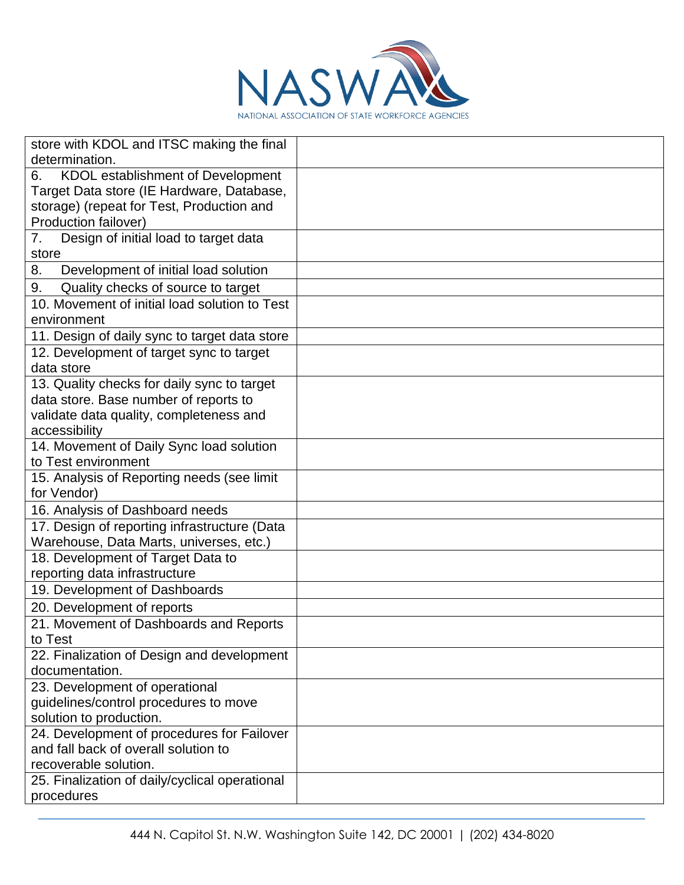| | |
|---|---|
| store with KDOL and ITSC making the final determination. | |
| 6. KDOL establishment of Development Target Data store (IE Hardware, Database, storage) (repeat for Test, Production and Production failover) | |
| 7. Design of initial load to target data store | |
| 8. Development of initial load solution | |
| 9. Quality checks of source to target | |
| 10. Movement of initial load solution to Test environment | |
| 11. Design of daily sync to target data store | |
| 12. Development of target sync to target data store | |
| 13. Quality checks for daily sync to target data store. Base number of reports to validate data quality, completeness and accessibility | |
| 14. Movement of Daily Sync load solution to Test environment | |
| 15. Analysis of Reporting needs (see limit for Vendor) | |
| 16. Analysis of Dashboard needs | |
| 17. Design of reporting infrastructure (Data Warehouse, Data Marts, universes, etc.) | |
| 18. Development of Target Data to reporting data infrastructure | |
| 19. Development of Dashboards | |
| 20. Development of reports | |
| 21. Movement of Dashboards and Reports to Test | |
| 22. Finalization of Design and development documentation. | |
| 23. Development of operational guidelines/control procedures to move solution to production. | |
| 24. Development of procedures for Failover and fall back of overall solution to recoverable solution. | |
| 25. Finalization of daily/cyclical operational procedures | |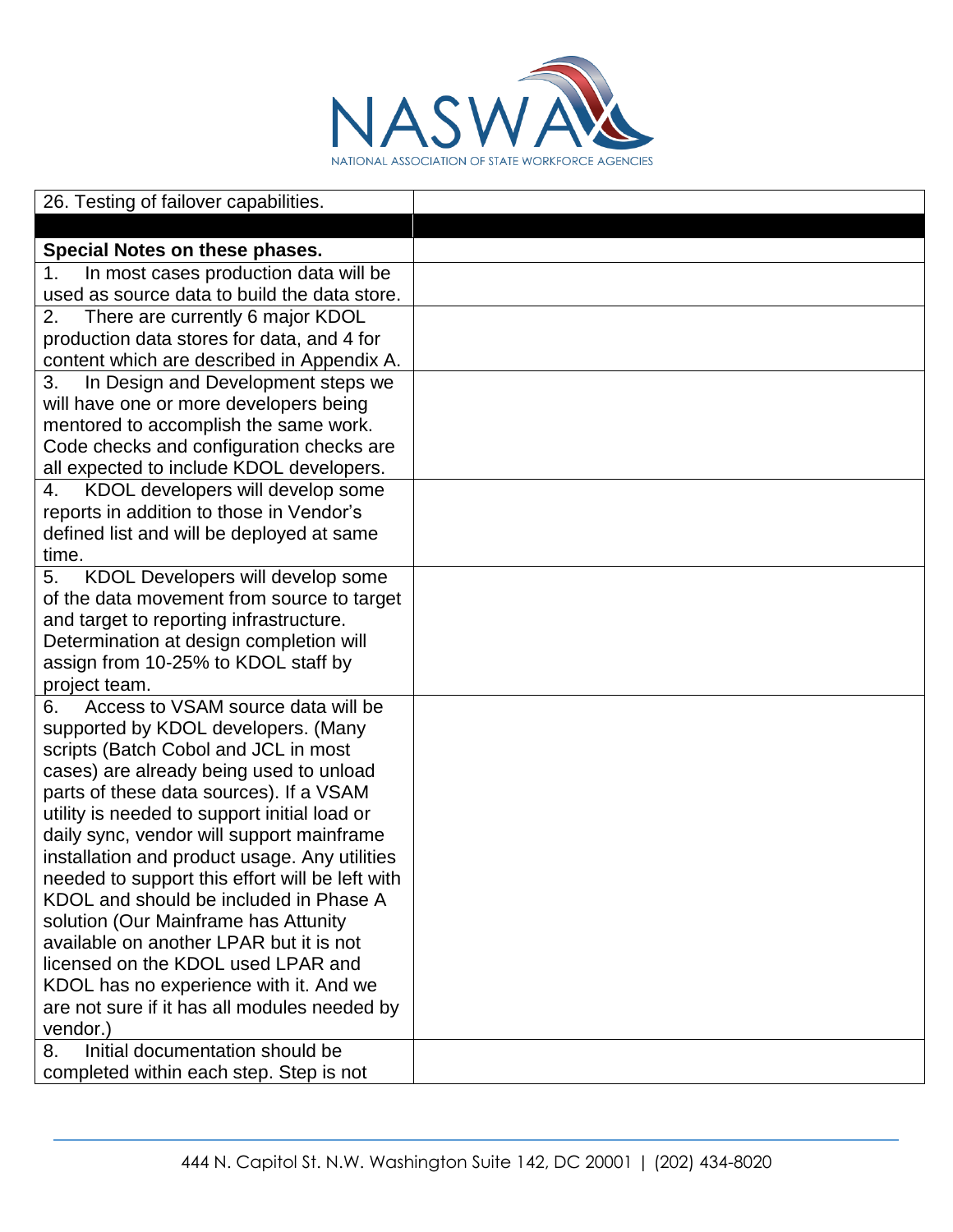| | |
|---|---|
| 26. Testing of failover capabilities. | |
| | |
| **Special Notes on these phases.** | |
| 1. In most cases production data will be used as source data to build the data store. | |
| 2. There are currently 6 major KDOL production data stores for data, and 4 for content which are described in Appendix A. | |
| 3. In Design and Development steps we will have one or more developers being mentored to accomplish the same work. Code checks and configuration checks are all expected to include KDOL developers. | |
| 4. KDOL developers will develop some reports in addition to those in Vendor's defined list and will be deployed at same time. | |
| 5. KDOL Developers will develop some of the data movement from source to target and target to reporting infrastructure. Determination at design completion will assign from 10-25% to KDOL staff by project team. | |
| 6. Access to VSAM source data will be supported by KDOL developers. (Many scripts (Batch Cobol and JCL in most cases) are already being used to unload parts of these data sources). If a VSAM utility is needed to support initial load or daily sync, vendor will support mainframe installation and product usage. Any utilities needed to support this effort will be left with KDOL and should be included in Phase A solution (Our Mainframe has Attunity available on another LPAR but it is not licensed on the KDOL used LPAR and KDOL has no experience with it. And we are not sure if it has all modules needed by vendor.) | |
| 8. Initial documentation should be completed within each step. Step is not | |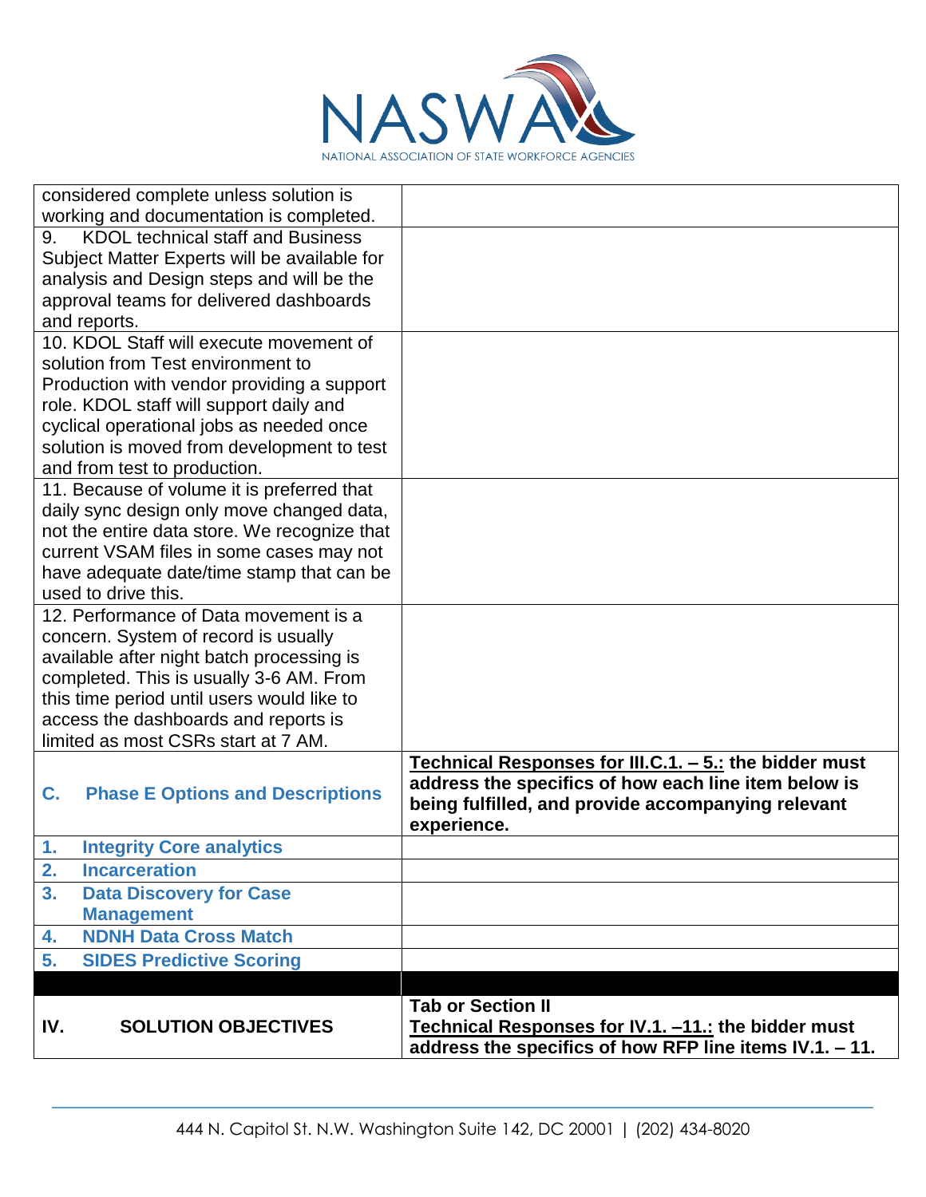| | |
|---|---|
| considered complete unless solution is working and documentation is completed. | |
| 9. KDOL technical staff and Business Subject Matter Experts will be available for analysis and Design steps and will be the approval teams for delivered dashboards and reports. | |
| 10. KDOL Staff will execute movement of solution from Test environment to Production with vendor providing a support role. KDOL staff will support daily and cyclical operational jobs as needed once solution is moved from development to test and from test to production. | |
| 11. Because of volume it is preferred that daily sync design only move changed data, not the entire data store. We recognize that current VSAM files in some cases may not have adequate date/time stamp that can be used to drive this. | |
| 12. Performance of Data movement is a concern. System of record is usually available after night batch processing is completed. This is usually 3-6 AM. From this time period until users would like to access the dashboards and reports is limited as most CSRs start at 7 AM. | |
| **C. Phase E Options and Descriptions** | **<u>Technical Responses for III.C.1. – 5.:</u> the bidder must address the specifics of how each line item below is being fulfilled, and provide accompanying relevant experience.** |
| **1. Integrity Core analytics** | |
| **2. Incarceration** | |
| **3. Data Discovery for Case Management** | |
| **4. NDNH Data Cross Match** | |
| **5. SIDES Predictive Scoring** | |
| | |
| **IV. SOLUTION OBJECTIVES** | **Tab or Section II**<br>**<u>Technical Responses for IV.1. –11.:</u> the bidder must address the specifics of how RFP line items IV.1. – 11.** |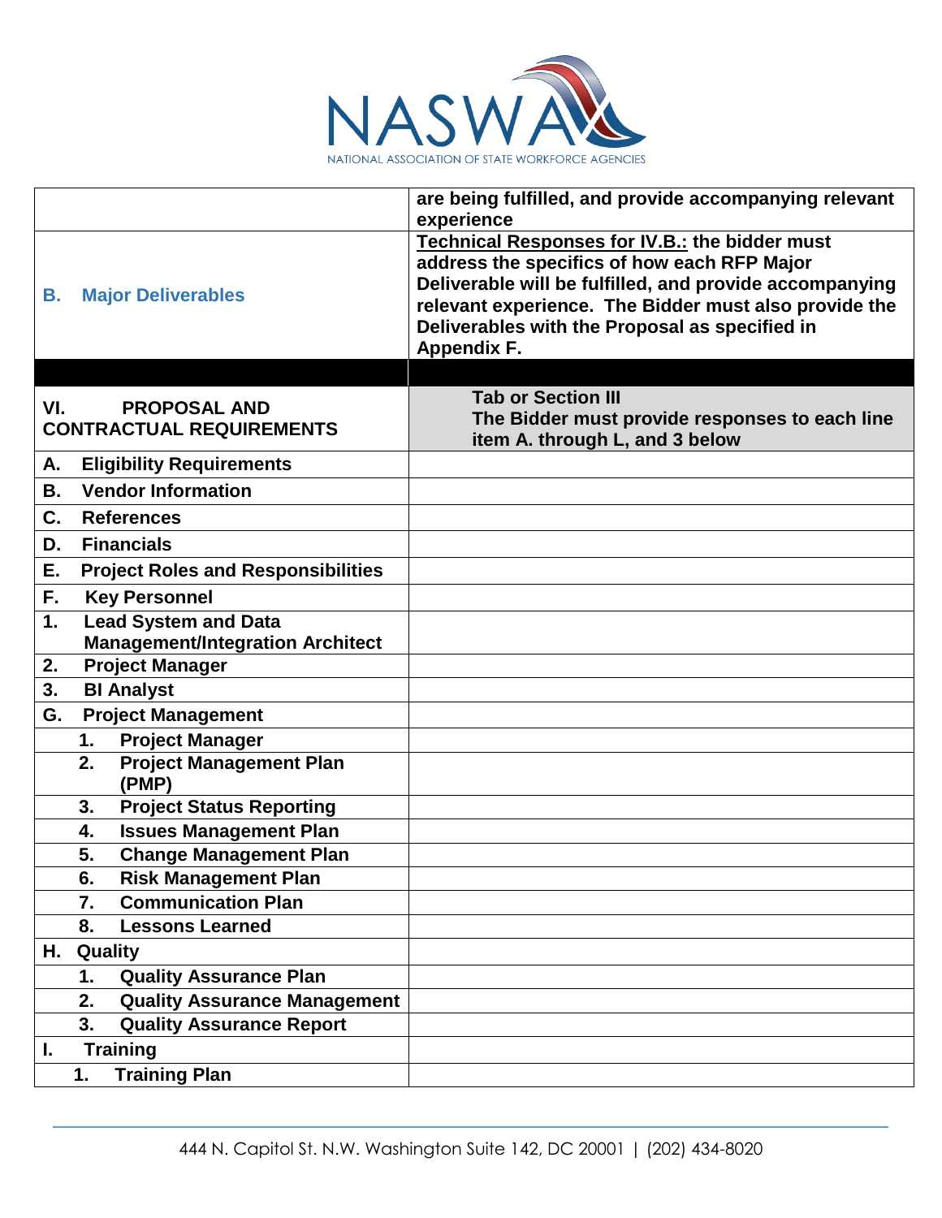| | are being fulfilled, and provide accompanying relevant experience |
|---|---|
| **B. Major Deliverables** | **Technical Responses for IV.B.:** the bidder must address the specifics of how each RFP Major Deliverable will be fulfilled, and provide accompanying relevant experience. The Bidder must also provide the Deliverables with the Proposal as specified in Appendix F. |
| | |
| **VI. PROPOSAL AND CONTRACTUAL REQUIREMENTS** | **Tab or Section III The Bidder must provide responses to each line item A. through L, and 3 below** |
| **A. Eligibility Requirements** | |
| **B. Vendor Information** | |
| **C. References** | |
| **D. Financials** | |
| **E. Project Roles and Responsibilities** | |
| **F. Key Personnel** | |
| **1. Lead System and Data Management/Integration Architect** | |
| **2. Project Manager** | |
| **3. BI Analyst** | |
| **G. Project Management** | |
| **1. Project Manager** | |
| **2. Project Management Plan (PMP)** | |
| **3. Project Status Reporting** | |
| **4. Issues Management Plan** | |
| **5. Change Management Plan** | |
| **6. Risk Management Plan** | |
| **7. Communication Plan** | |
| **8. Lessons Learned** | |
| **H. Quality** | |
| **1. Quality Assurance Plan** | |
| **2. Quality Assurance Management** | |
| **3. Quality Assurance Report** | |
| **I. Training** | |
| **1. Training Plan** | |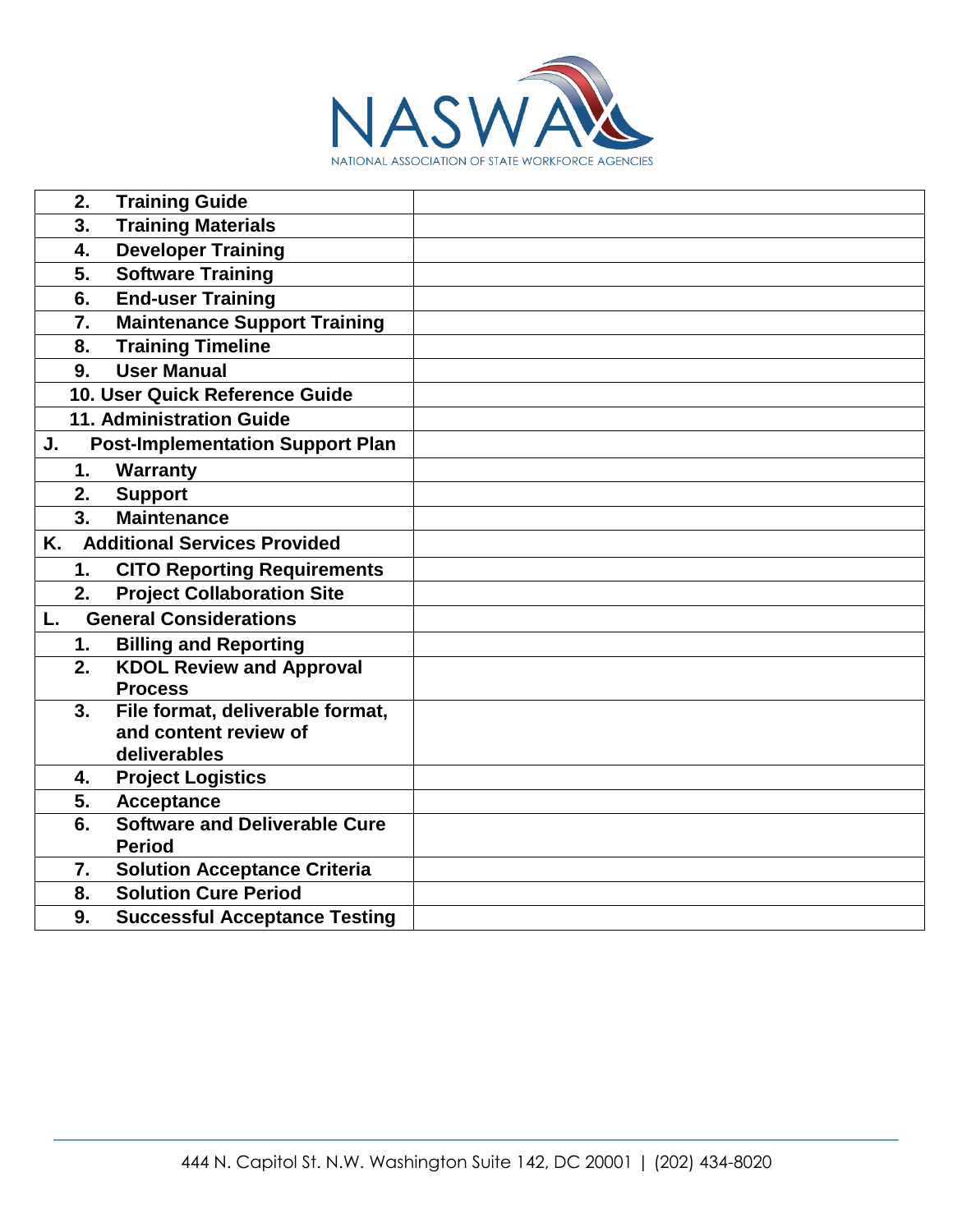| | |
|---|---|
| **2. Training Guide** | |
| **3. Training Materials** | |
| **4. Developer Training** | |
| **5. Software Training** | |
| **6. End-user Training** | |
| **7. Maintenance Support Training** | |
| **8. Training Timeline** | |
| **9. User Manual** | |
| **10. User Quick Reference Guide** | |
| **11. Administration Guide** | |
| **J. Post-Implementation Support Plan** | |
| **1. Warranty** | |
| **2. Support** | |
| **3. Maintenance** | |
| **K. Additional Services Provided** | |
| **1. CITO Reporting Requirements** | |
| **2. Project Collaboration Site** | |
| **L. General Considerations** | |
| **1. Billing and Reporting** | |
| **2. KDOL Review and Approval Process** | |
| **3. File format, deliverable format, and content review of deliverables** | |
| **4. Project Logistics** | |
| **5. Acceptance** | |
| **6. Software and Deliverable Cure Period** | |
| **7. Solution Acceptance Criteria** | |
| **8. Solution Cure Period** | |
| **9. Successful Acceptance Testing** | |